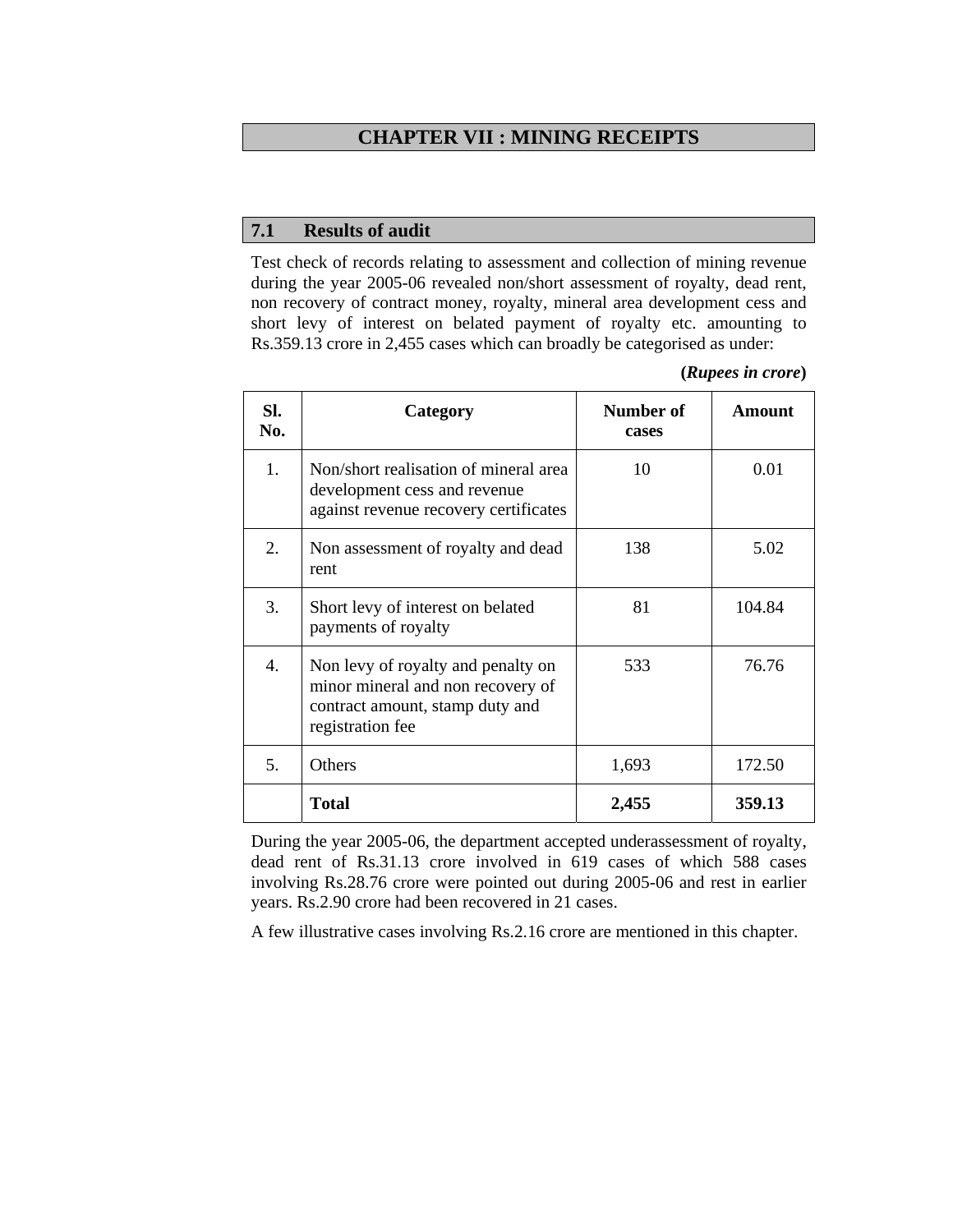# CHAPTER VII : MINING RECEIPTS

## 7.1 Results of audit

Test check of records relating to assessment and collection of mining revenue during the year 2005-06 revealed non/short assessment of royalty, dead rent, non recovery of contract money, royalty, mineral area development cess and short levy of interest on belated payment of royalty etc. amounting to Rs.359.13 crore in 2,455 cases which can broadly be categorised as under:

**(*Rupees in crore*)**

| Sl. No. | Category | Number of cases | Amount |
|---|---|---|---|
| 1. | Non/short realisation of mineral area development cess and revenue against revenue recovery certificates | 10 | 0.01 |
| 2. | Non assessment of royalty and dead rent | 138 | 5.02 |
| 3. | Short levy of interest on belated payments of royalty | 81 | 104.84 |
| 4. | Non levy of royalty and penalty on minor mineral and non recovery of contract amount, stamp duty and registration fee | 533 | 76.76 |
| 5. | Others | 1,693 | 172.50 |
| | **Total** | **2,455** | **359.13** |

During the year 2005-06, the department accepted underassessment of royalty, dead rent of Rs.31.13 crore involved in 619 cases of which 588 cases involving Rs.28.76 crore were pointed out during 2005-06 and rest in earlier years. Rs.2.90 crore had been recovered in 21 cases.

A few illustrative cases involving Rs.2.16 crore are mentioned in this chapter.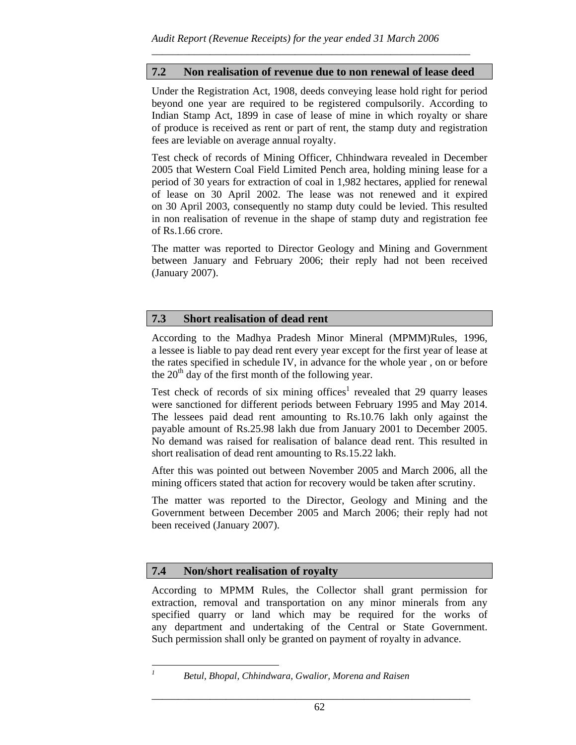## 7.2 Non realisation of revenue due to non renewal of lease deed

Under the Registration Act, 1908, deeds conveying lease hold right for period beyond one year are required to be registered compulsorily. According to Indian Stamp Act, 1899 in case of lease of mine in which royalty or share of produce is received as rent or part of rent, the stamp duty and registration fees are leviable on average annual royalty.

Test check of records of Mining Officer, Chhindwara revealed in December 2005 that Western Coal Field Limited Pench area, holding mining lease for a period of 30 years for extraction of coal in 1,982 hectares, applied for renewal of lease on 30 April 2002. The lease was not renewed and it expired on 30 April 2003, consequently no stamp duty could be levied. This resulted in non realisation of revenue in the shape of stamp duty and registration fee of Rs.1.66 crore.

The matter was reported to Director Geology and Mining and Government between January and February 2006; their reply had not been received (January 2007).

## 7.3 Short realisation of dead rent

According to the Madhya Pradesh Minor Mineral (MPMM)Rules, 1996, a lessee is liable to pay dead rent every year except for the first year of lease at the rates specified in schedule IV, in advance for the whole year , on or before the 20th day of the first month of the following year.

Test check of records of six mining offices[1] revealed that 29 quarry leases were sanctioned for different periods between February 1995 and May 2014. The lessees paid dead rent amounting to Rs.10.76 lakh only against the payable amount of Rs.25.98 lakh due from January 2001 to December 2005. No demand was raised for realisation of balance dead rent. This resulted in short realisation of dead rent amounting to Rs.15.22 lakh.

After this was pointed out between November 2005 and March 2006, all the mining officers stated that action for recovery would be taken after scrutiny.

The matter was reported to the Director, Geology and Mining and the Government between December 2005 and March 2006; their reply had not been received (January 2007).

## 7.4 Non/short realisation of royalty

According to MPMM Rules, the Collector shall grant permission for extraction, removal and transportation on any minor minerals from any specified quarry or land which may be required for the works of any department and undertaking of the Central or State Government. Such permission shall only be granted on payment of royalty in advance.

---

[1] *Betul, Bhopal, Chhindwara, Gwalior, Morena and Raisen*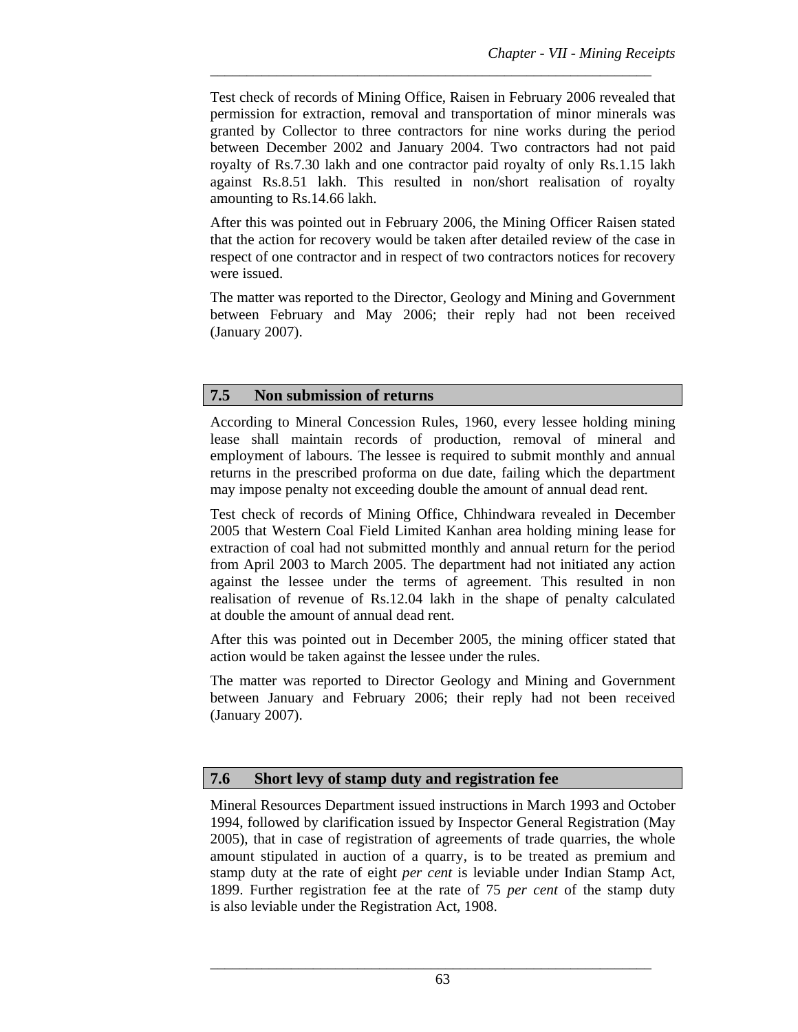Test check of records of Mining Office, Raisen in February 2006 revealed that permission for extraction, removal and transportation of minor minerals was granted by Collector to three contractors for nine works during the period between December 2002 and January 2004. Two contractors had not paid royalty of Rs.7.30 lakh and one contractor paid royalty of only Rs.1.15 lakh against Rs.8.51 lakh. This resulted in non/short realisation of royalty amounting to Rs.14.66 lakh.

After this was pointed out in February 2006, the Mining Officer Raisen stated that the action for recovery would be taken after detailed review of the case in respect of one contractor and in respect of two contractors notices for recovery were issued.

The matter was reported to the Director, Geology and Mining and Government between February and May 2006; their reply had not been received (January 2007).

## 7.5 Non submission of returns

According to Mineral Concession Rules, 1960, every lessee holding mining lease shall maintain records of production, removal of mineral and employment of labours. The lessee is required to submit monthly and annual returns in the prescribed proforma on due date, failing which the department may impose penalty not exceeding double the amount of annual dead rent.

Test check of records of Mining Office, Chhindwara revealed in December 2005 that Western Coal Field Limited Kanhan area holding mining lease for extraction of coal had not submitted monthly and annual return for the period from April 2003 to March 2005. The department had not initiated any action against the lessee under the terms of agreement. This resulted in non realisation of revenue of Rs.12.04 lakh in the shape of penalty calculated at double the amount of annual dead rent.

After this was pointed out in December 2005, the mining officer stated that action would be taken against the lessee under the rules.

The matter was reported to Director Geology and Mining and Government between January and February 2006; their reply had not been received (January 2007).

## 7.6 Short levy of stamp duty and registration fee

Mineral Resources Department issued instructions in March 1993 and October 1994, followed by clarification issued by Inspector General Registration (May 2005), that in case of registration of agreements of trade quarries, the whole amount stipulated in auction of a quarry, is to be treated as premium and stamp duty at the rate of eight *per cent* is leviable under Indian Stamp Act, 1899. Further registration fee at the rate of 75 *per cent* of the stamp duty is also leviable under the Registration Act, 1908.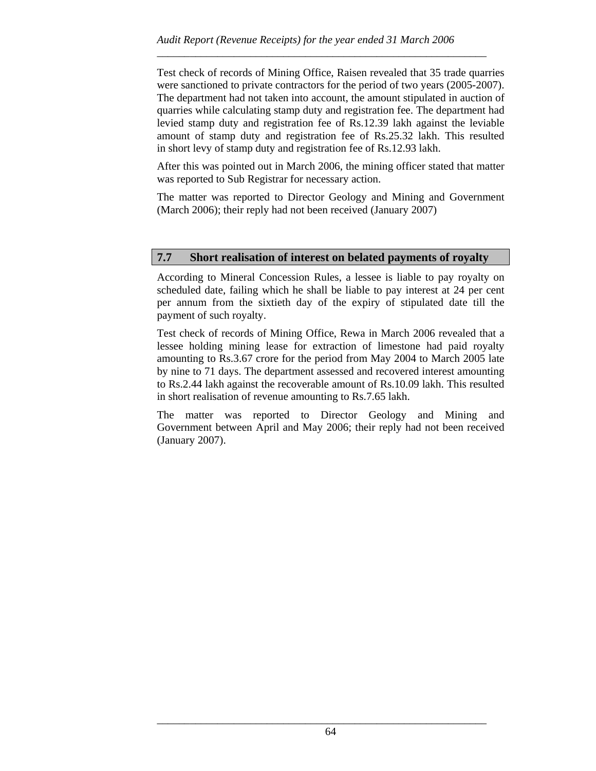Test check of records of Mining Office, Raisen revealed that 35 trade quarries were sanctioned to private contractors for the period of two years (2005-2007). The department had not taken into account, the amount stipulated in auction of quarries while calculating stamp duty and registration fee. The department had levied stamp duty and registration fee of Rs.12.39 lakh against the leviable amount of stamp duty and registration fee of Rs.25.32 lakh. This resulted in short levy of stamp duty and registration fee of Rs.12.93 lakh.

After this was pointed out in March 2006, the mining officer stated that matter was reported to Sub Registrar for necessary action.

The matter was reported to Director Geology and Mining and Government (March 2006); their reply had not been received (January 2007)

## 7.7 Short realisation of interest on belated payments of royalty

According to Mineral Concession Rules, a lessee is liable to pay royalty on scheduled date, failing which he shall be liable to pay interest at 24 per cent per annum from the sixtieth day of the expiry of stipulated date till the payment of such royalty.

Test check of records of Mining Office, Rewa in March 2006 revealed that a lessee holding mining lease for extraction of limestone had paid royalty amounting to Rs.3.67 crore for the period from May 2004 to March 2005 late by nine to 71 days. The department assessed and recovered interest amounting to Rs.2.44 lakh against the recoverable amount of Rs.10.09 lakh. This resulted in short realisation of revenue amounting to Rs.7.65 lakh.

The matter was reported to Director Geology and Mining and Government between April and May 2006; their reply had not been received (January 2007).